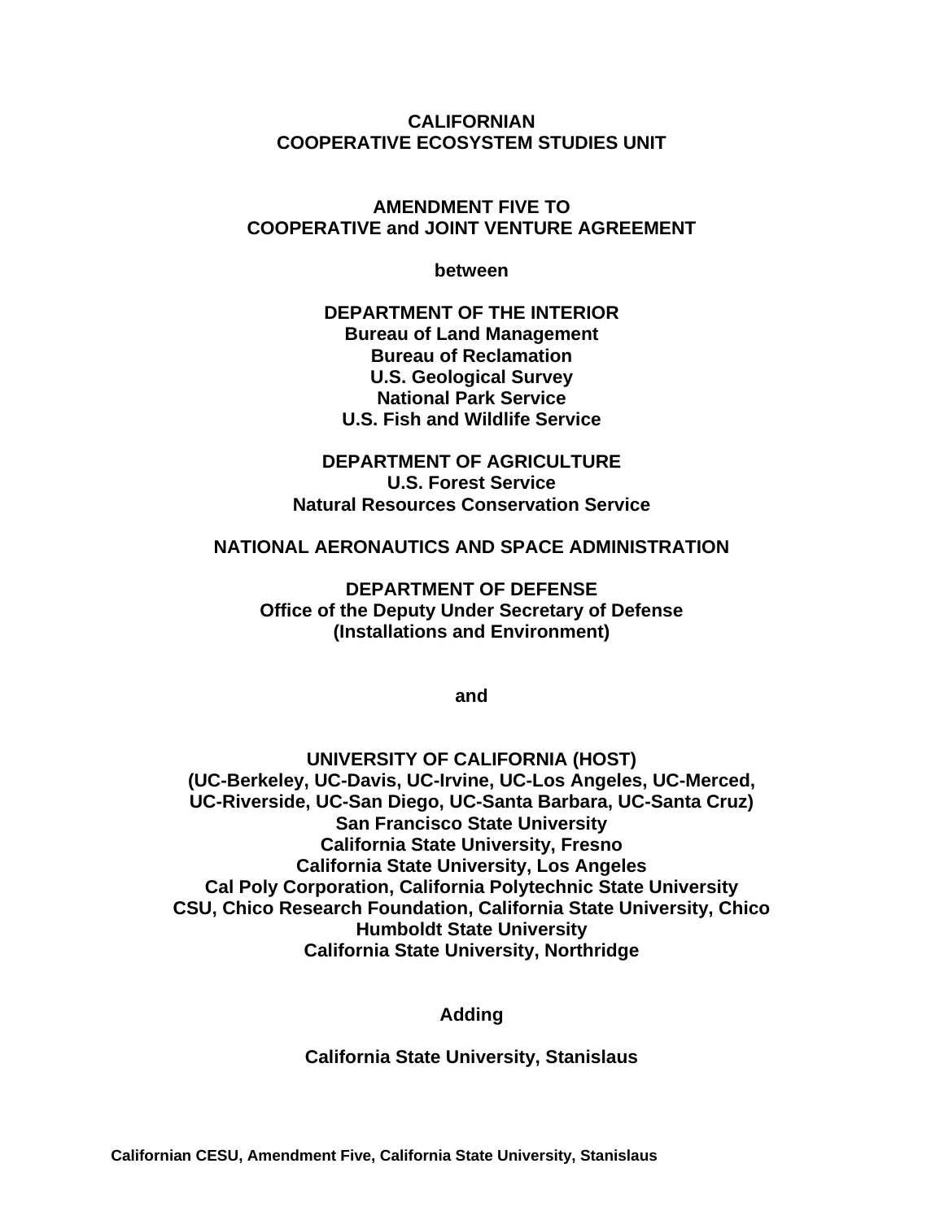**CALIFORNIAN**
**COOPERATIVE ECOSYSTEM STUDIES UNIT**

**AMENDMENT FIVE TO**
**COOPERATIVE and JOINT VENTURE AGREEMENT**

**between**

**DEPARTMENT OF THE INTERIOR**
**Bureau of Land Management**
**Bureau of Reclamation**
**U.S. Geological Survey**
**National Park Service**
**U.S. Fish and Wildlife Service**

**DEPARTMENT OF AGRICULTURE**
**U.S. Forest Service**
**Natural Resources Conservation Service**

**NATIONAL AERONAUTICS AND SPACE ADMINISTRATION**

**DEPARTMENT OF DEFENSE**
**Office of the Deputy Under Secretary of Defense**
**(Installations and Environment)**

**and**

**UNIVERSITY OF CALIFORNIA (HOST)**
**(UC-Berkeley, UC-Davis, UC-Irvine, UC-Los Angeles, UC-Merced,**
**UC-Riverside, UC-San Diego, UC-Santa Barbara, UC-Santa Cruz)**
**San Francisco State University**
**California State University, Fresno**
**California State University, Los Angeles**
**Cal Poly Corporation, California Polytechnic State University**
**CSU, Chico Research Foundation, California State University, Chico**
**Humboldt State University**
**California State University, Northridge**

**Adding**

**California State University, Stanislaus**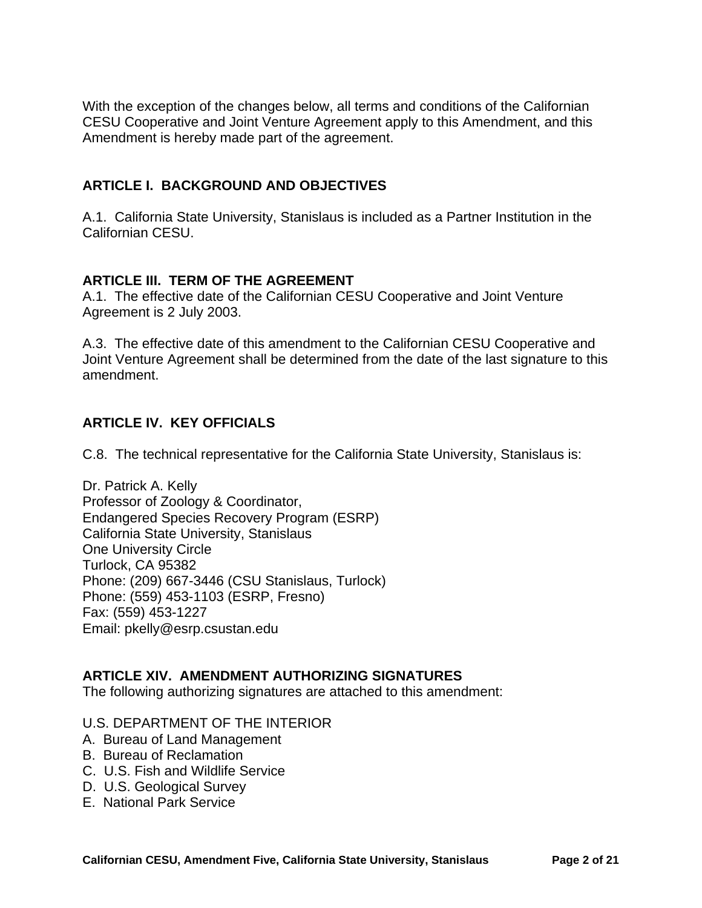With the exception of the changes below, all terms and conditions of the Californian CESU Cooperative and Joint Venture Agreement apply to this Amendment, and this Amendment is hereby made part of the agreement.

## ARTICLE I. BACKGROUND AND OBJECTIVES

A.1. California State University, Stanislaus is included as a Partner Institution in the Californian CESU.

## ARTICLE III. TERM OF THE AGREEMENT

A.1. The effective date of the Californian CESU Cooperative and Joint Venture Agreement is 2 July 2003.

A.3. The effective date of this amendment to the Californian CESU Cooperative and Joint Venture Agreement shall be determined from the date of the last signature to this amendment.

## ARTICLE IV. KEY OFFICIALS

C.8. The technical representative for the California State University, Stanislaus is:

Dr. Patrick A. Kelly
Professor of Zoology & Coordinator,
Endangered Species Recovery Program (ESRP)
California State University, Stanislaus
One University Circle
Turlock, CA 95382
Phone: (209) 667-3446 (CSU Stanislaus, Turlock)
Phone: (559) 453-1103 (ESRP, Fresno)
Fax: (559) 453-1227
Email: pkelly@esrp.csustan.edu

## ARTICLE XIV. AMENDMENT AUTHORIZING SIGNATURES

The following authorizing signatures are attached to this amendment:

U.S. DEPARTMENT OF THE INTERIOR

A. Bureau of Land Management
B. Bureau of Reclamation
C. U.S. Fish and Wildlife Service
D. U.S. Geological Survey
E. National Park Service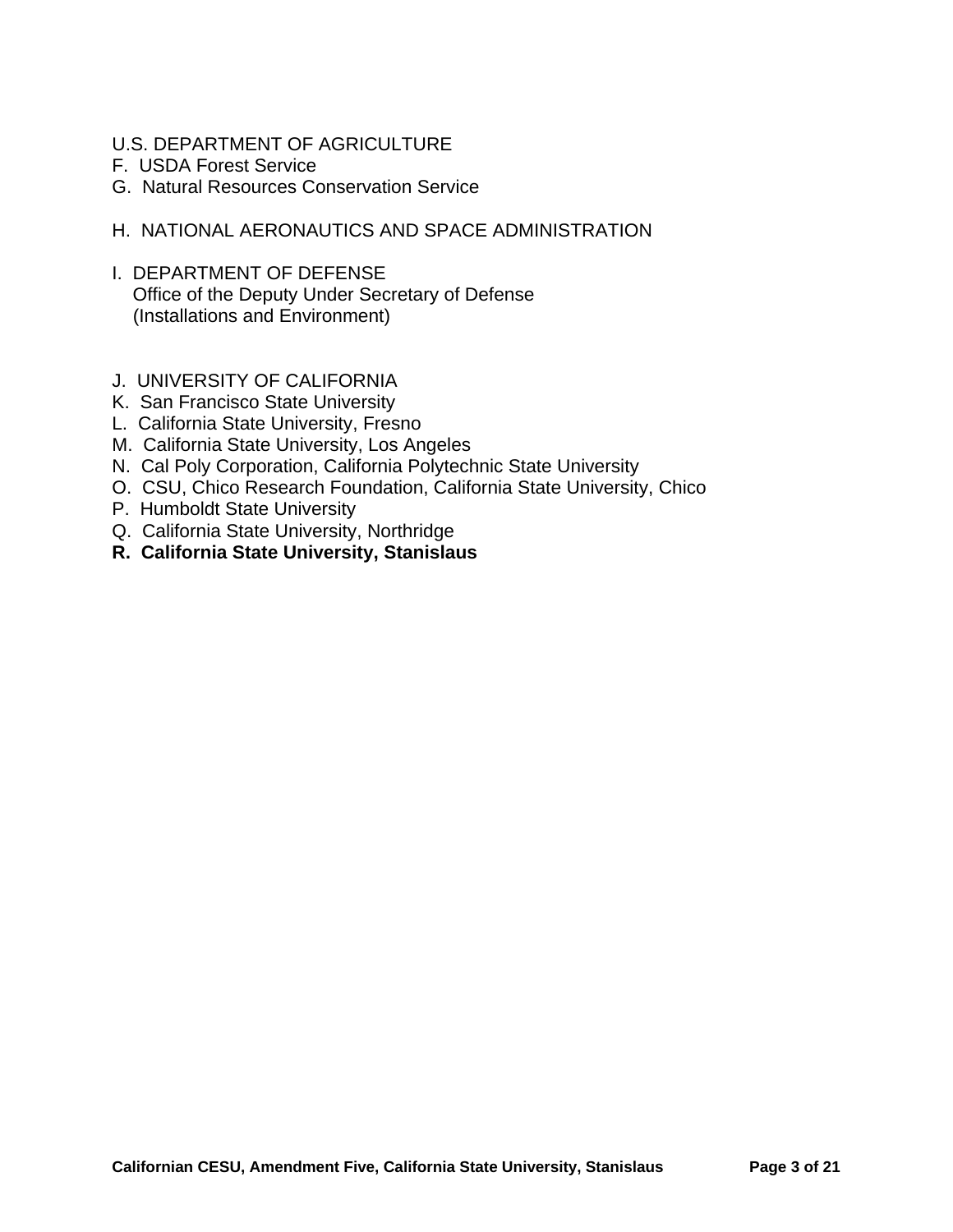U.S. DEPARTMENT OF AGRICULTURE

F. USDA Forest Service

G. Natural Resources Conservation Service

H. NATIONAL AERONAUTICS AND SPACE ADMINISTRATION

I. DEPARTMENT OF DEFENSE
Office of the Deputy Under Secretary of Defense
(Installations and Environment)

J. UNIVERSITY OF CALIFORNIA

K. San Francisco State University

L. California State University, Fresno

M. California State University, Los Angeles

N. Cal Poly Corporation, California Polytechnic State University

O. CSU, Chico Research Foundation, California State University, Chico

P. Humboldt State University

Q. California State University, Northridge

**R. California State University, Stanislaus**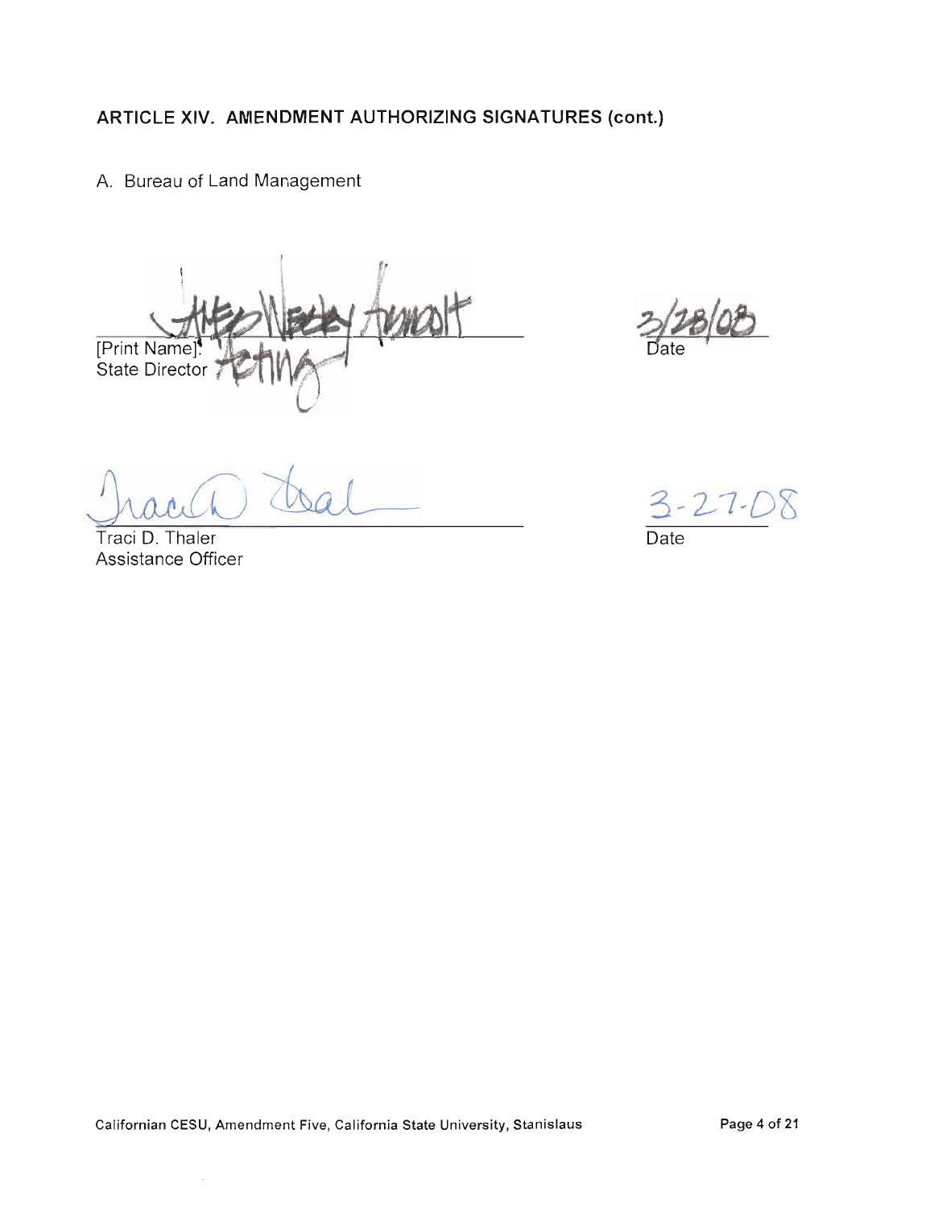## ARTICLE XIV. AMENDMENT AUTHORIZING SIGNATURES (cont.)

A. Bureau of Land Management

James Wesley Abbott

[Print Name]:
State Director Acting

3/28/08
Date

Traci D. Thaler

Traci D. Thaler
Assistance Officer

3-27-08
Date

Californian CESU, Amendment Five, California State University, Stanislaus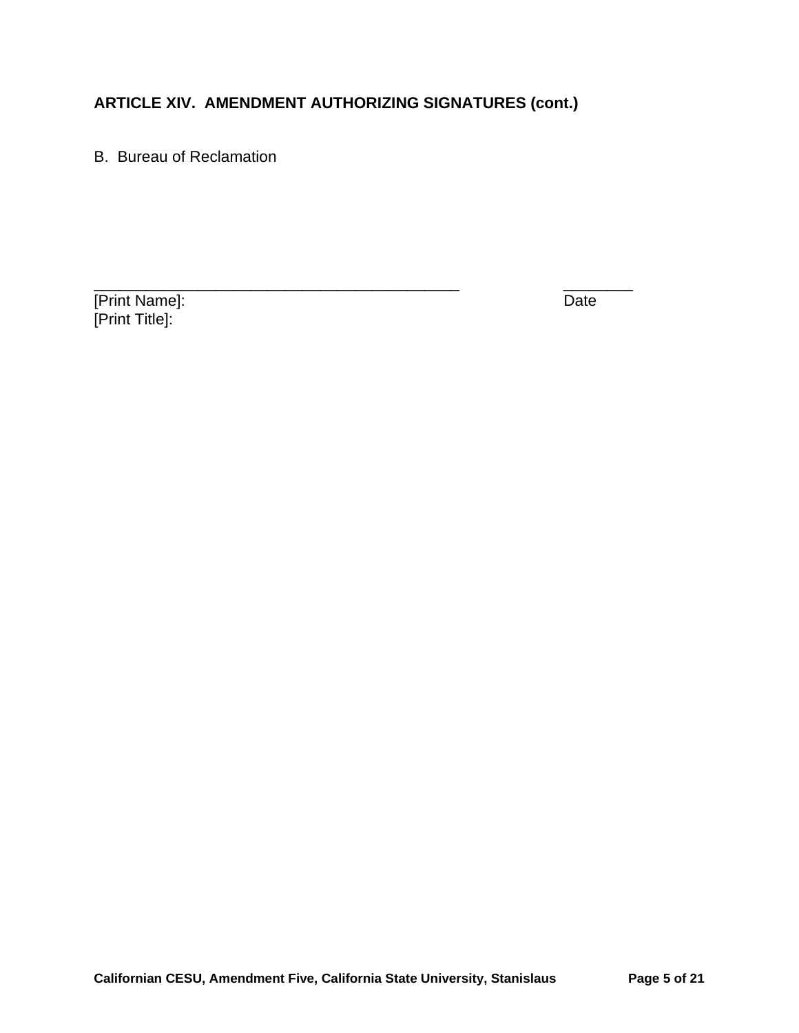## ARTICLE XIV. AMENDMENT AUTHORIZING SIGNATURES (cont.)

B. Bureau of Reclamation

_____________________________________________ ________

[Print Name]: Date

[Print Title]: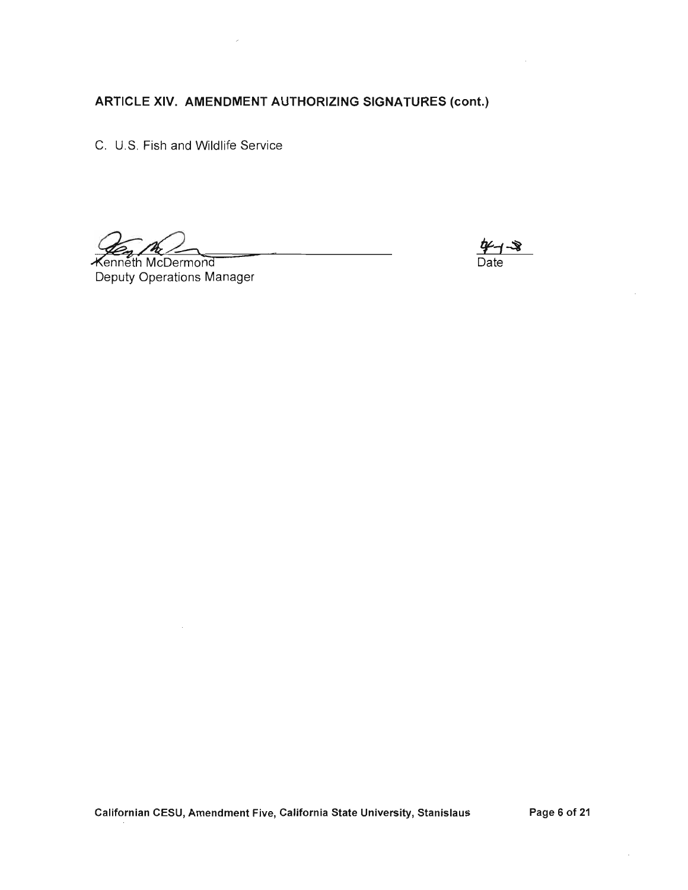## ARTICLE XIV. AMENDMENT AUTHORIZING SIGNATURES (cont.)

C. U.S. Fish and Wildlife Service

Kenneth McDermond
Deputy Operations Manager

4-1-8
Date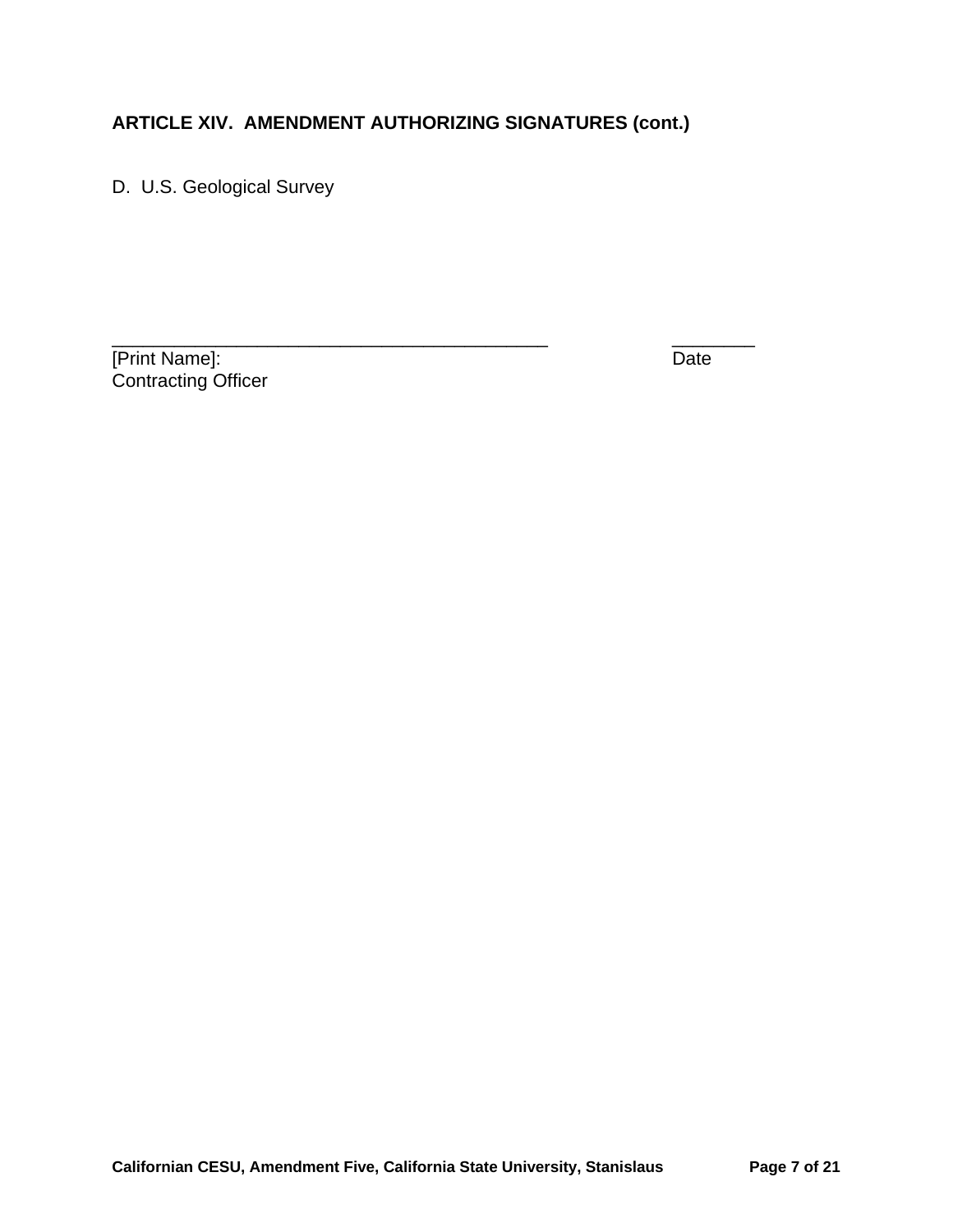**ARTICLE XIV. AMENDMENT AUTHORIZING SIGNATURES (cont.)**

D. U.S. Geological Survey

_____________________________________________ ________

[Print Name]: Date

Contracting Officer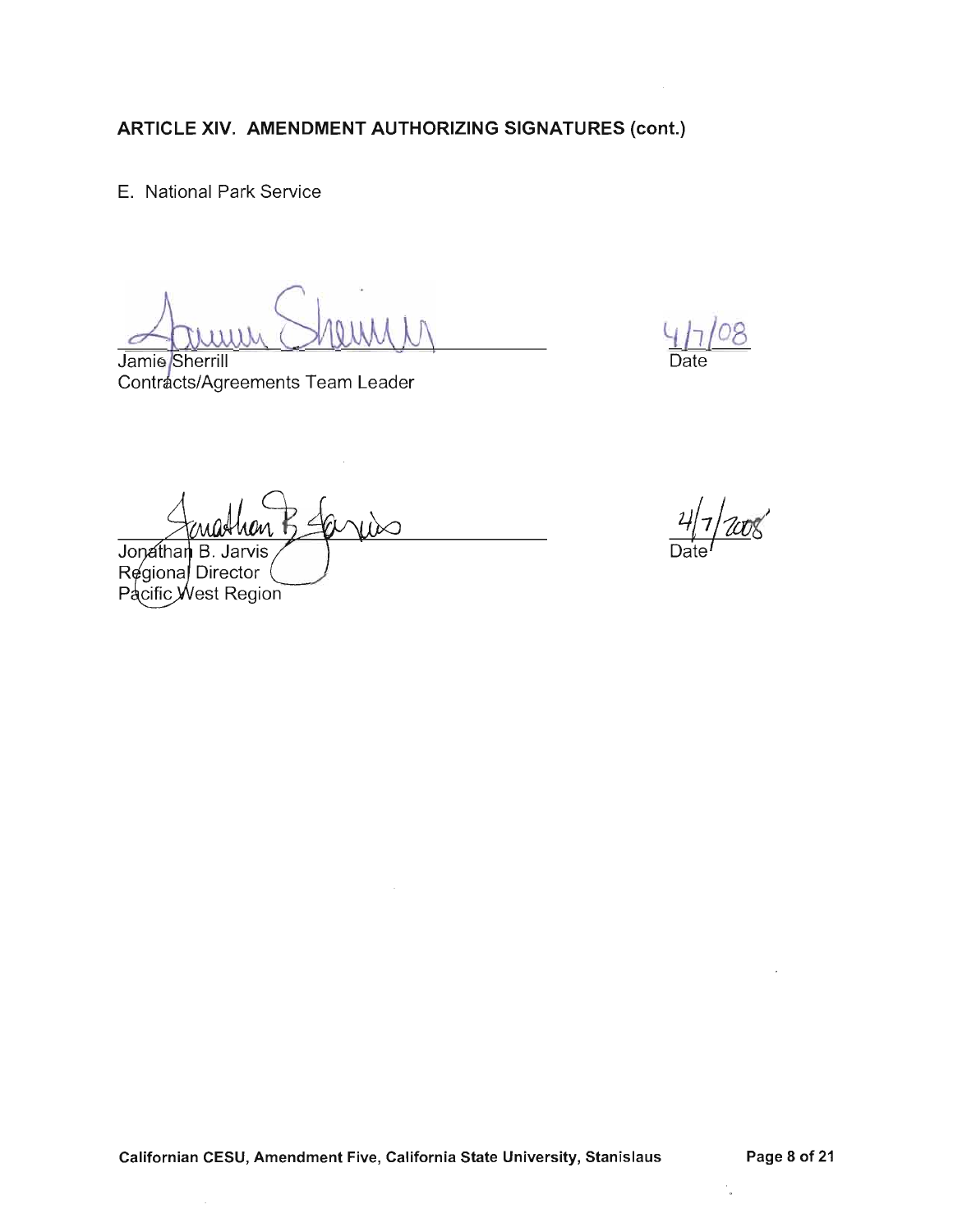## ARTICLE XIV. AMENDMENT AUTHORIZING SIGNATURES (cont.)

E. National Park Service

Jamie Sherrill
Contracts/Agreements Team Leader

4/7/08
Date

Jonathan B. Jarvis
Regional Director
Pacific West Region

4/7/2008
Date

Californian CESU, Amendment Five, California State University, Stanislaus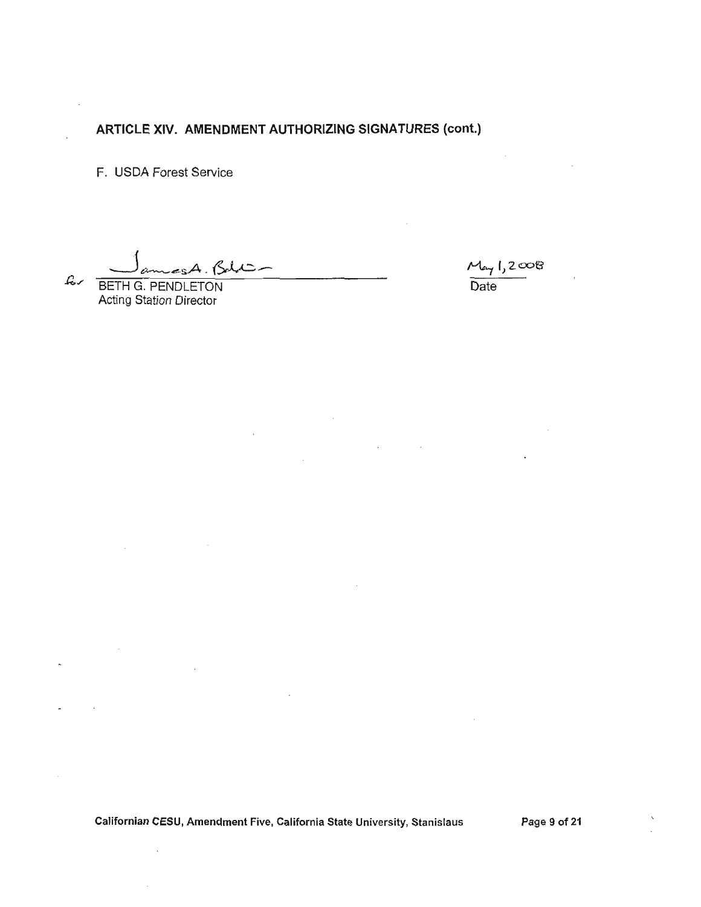## ARTICLE XIV. AMENDMENT AUTHORIZING SIGNATURES (cont.)

F. USDA Forest Service

for James A. Baldwin

BETH G. PENDLETON
Acting Station Director

May 1, 2008
Date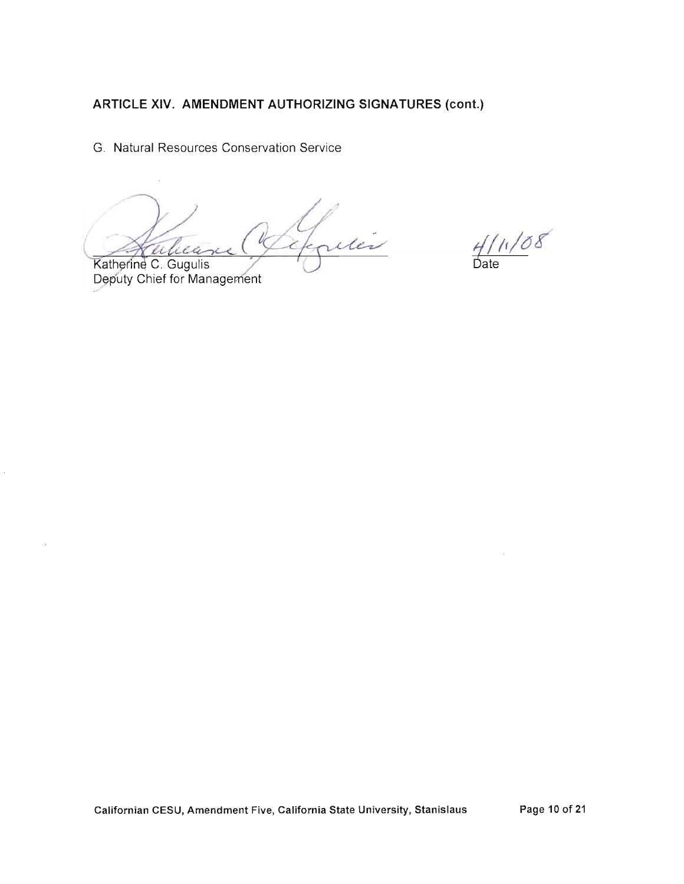**ARTICLE XIV. AMENDMENT AUTHORIZING SIGNATURES (cont.)**

G. Natural Resources Conservation Service

Katherine C. Gugulis
Deputy Chief for Management

4/11/08
Date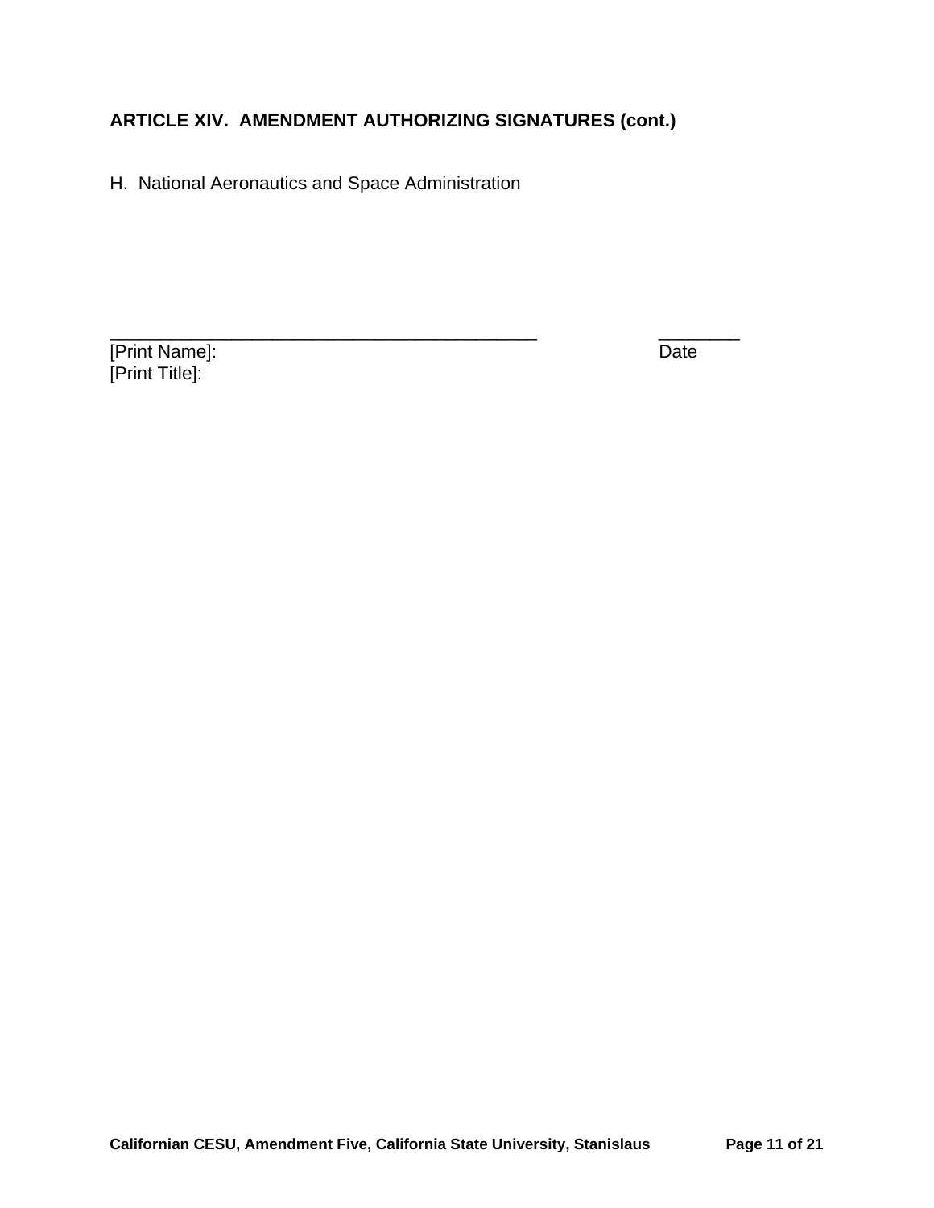**ARTICLE XIV. AMENDMENT AUTHORIZING SIGNATURES (cont.)**

H. National Aeronautics and Space Administration

_____________________________________________ ________

[Print Name]: Date

[Print Title]: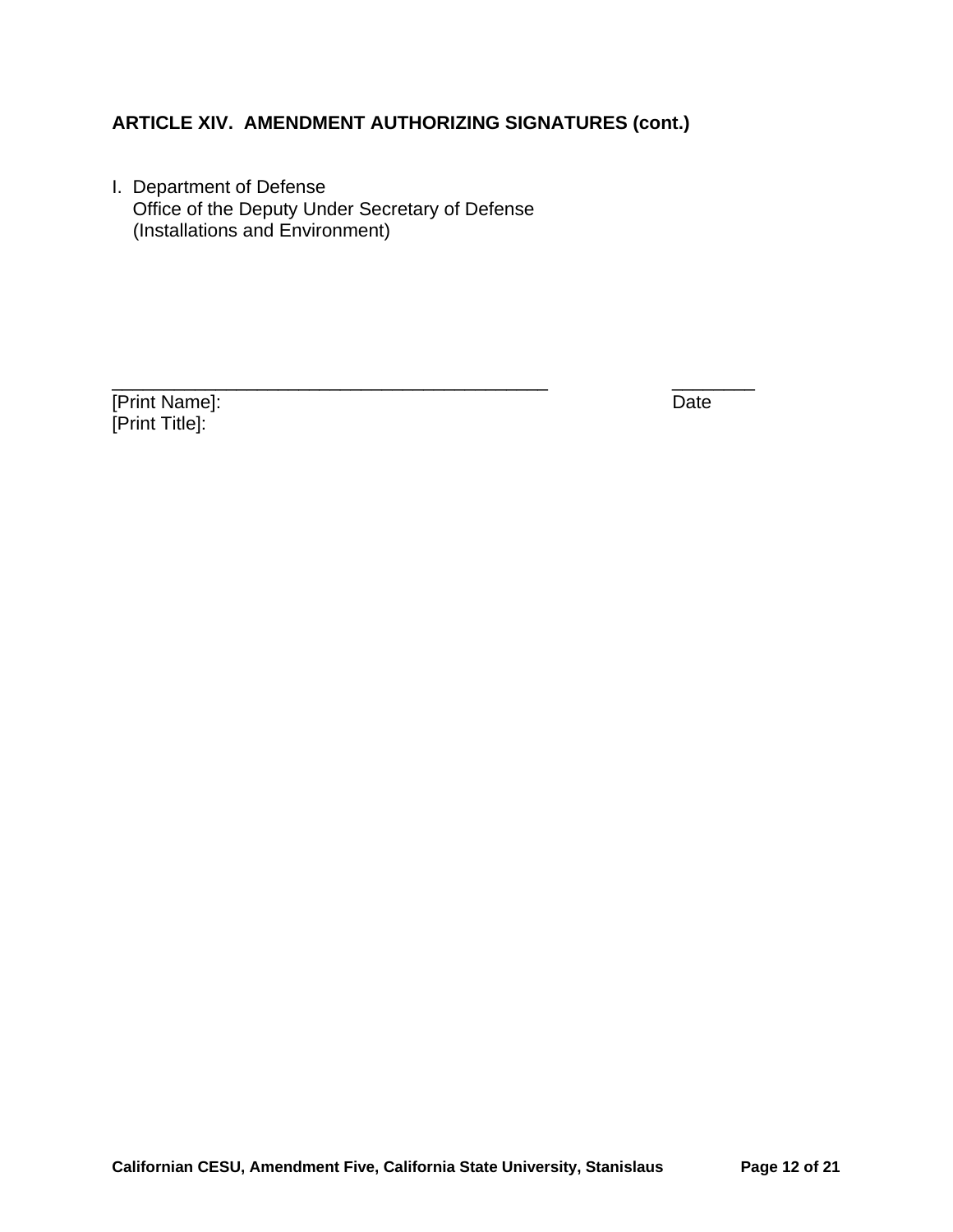### ARTICLE XIV.  AMENDMENT AUTHORIZING SIGNATURES (cont.)

I. Department of Defense
   Office of the Deputy Under Secretary of Defense
   (Installations and Environment)

_____________________________________________          ________

[Print Name]:                                                                                    Date

[Print Title]: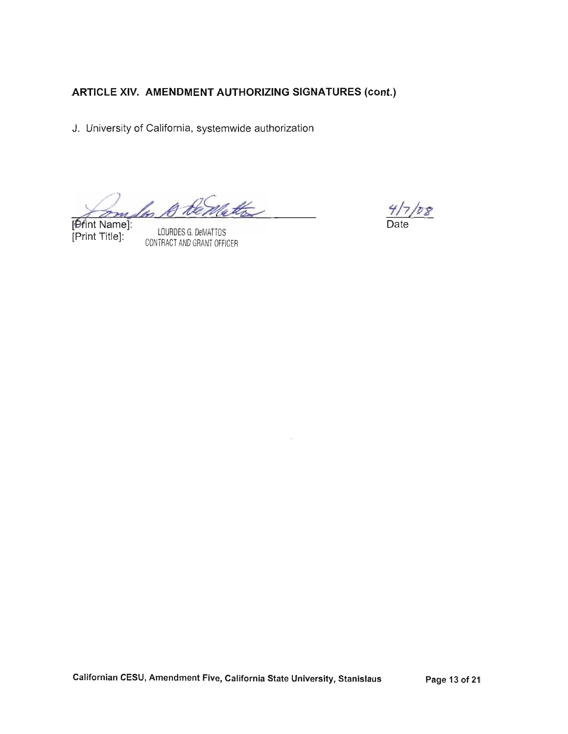## ARTICLE XIV. AMENDMENT AUTHORIZING SIGNATURES (cont.)

J. University of California, systemwide authorization

[Print Name]: LOURDES G. DeMATTOS
[Print Title]: CONTRACT AND GRANT OFFICER

4/7/08
Date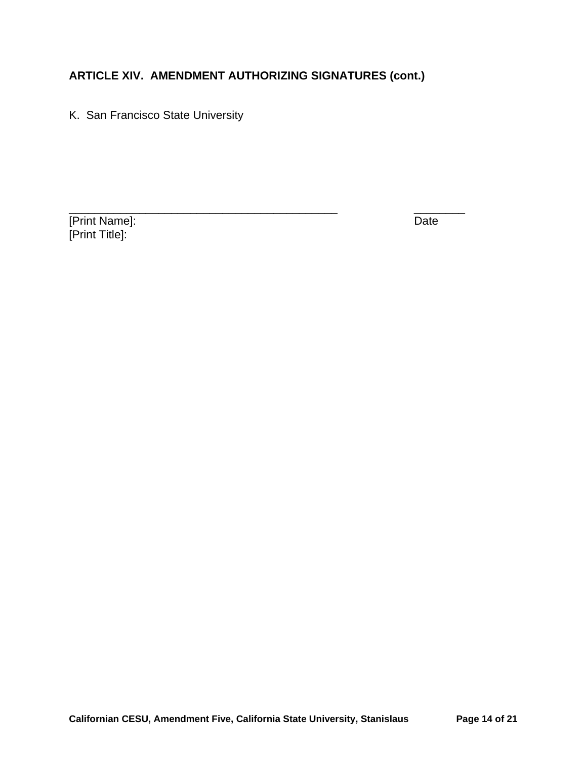**ARTICLE XIV. AMENDMENT AUTHORIZING SIGNATURES (cont.)**

K. San Francisco State University

_____________________________________________ ________
[Print Name]: Date
[Print Title]: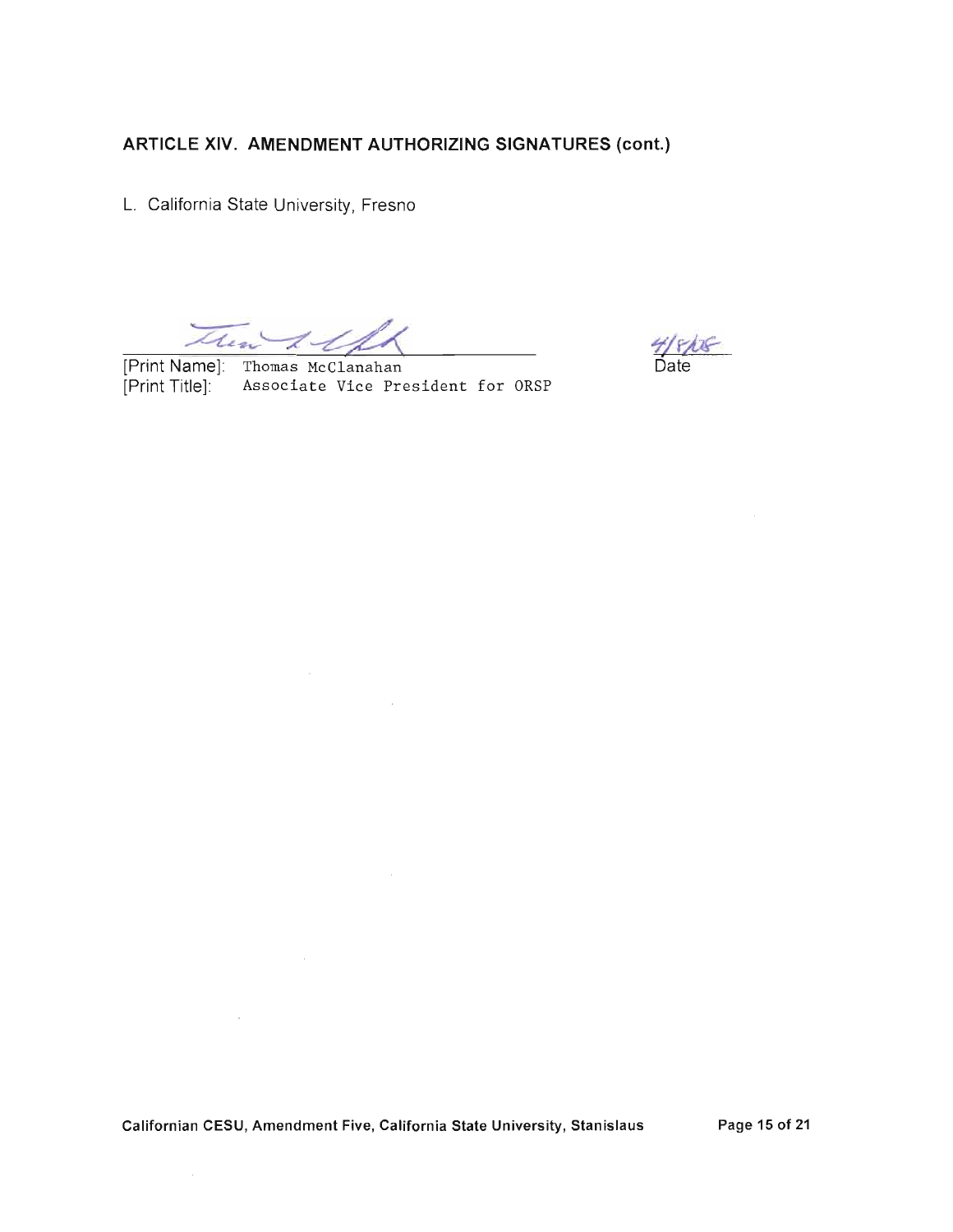## ARTICLE XIV. AMENDMENT AUTHORIZING SIGNATURES (cont.)

L. California State University, Fresno

[Print Name]: Thomas McClanahan
[Print Title]: Associate Vice President for ORSP

4/8/15
Date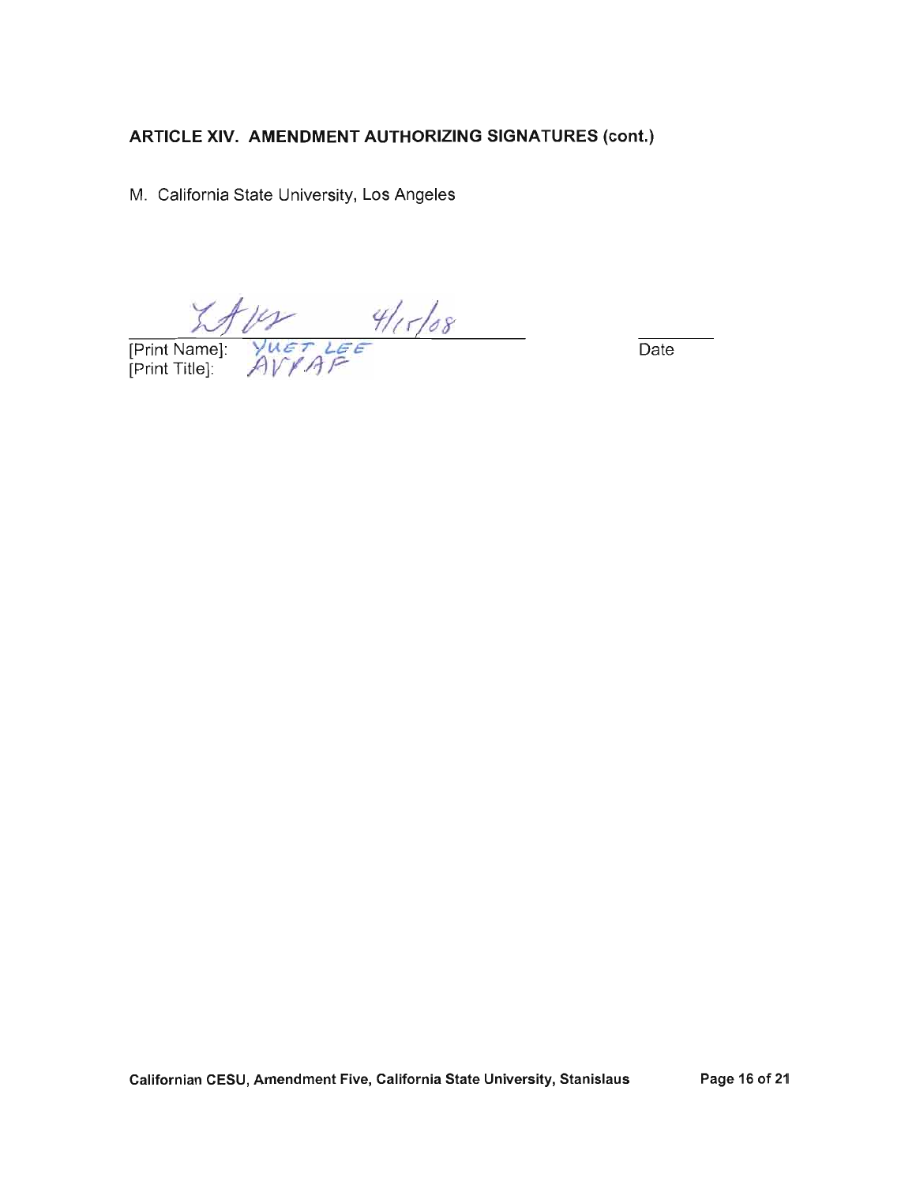## ARTICLE XIV. AMENDMENT AUTHORIZING SIGNATURES (cont.)

M. California State University, Los Angeles

4/15/08

[Print Name]: YUET LEE
[Print Title]: AVPAF

Date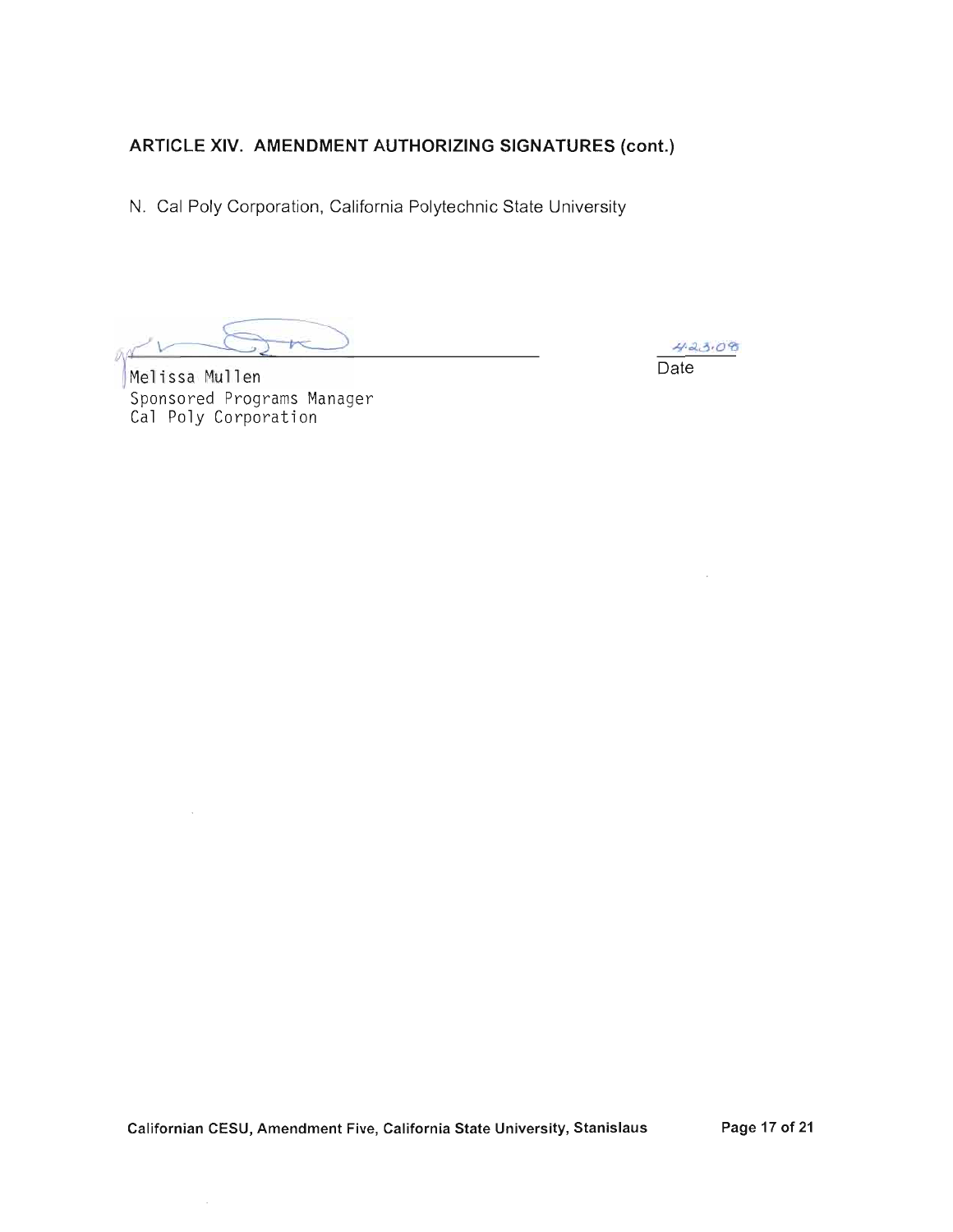**ARTICLE XIV. AMENDMENT AUTHORIZING SIGNATURES (cont.)**

N. Cal Poly Corporation, California Polytechnic State University

Melissa Mullen
Sponsored Programs Manager
Cal Poly Corporation

4-23-08
Date

Californian CESU, Amendment Five, California State University, Stanislaus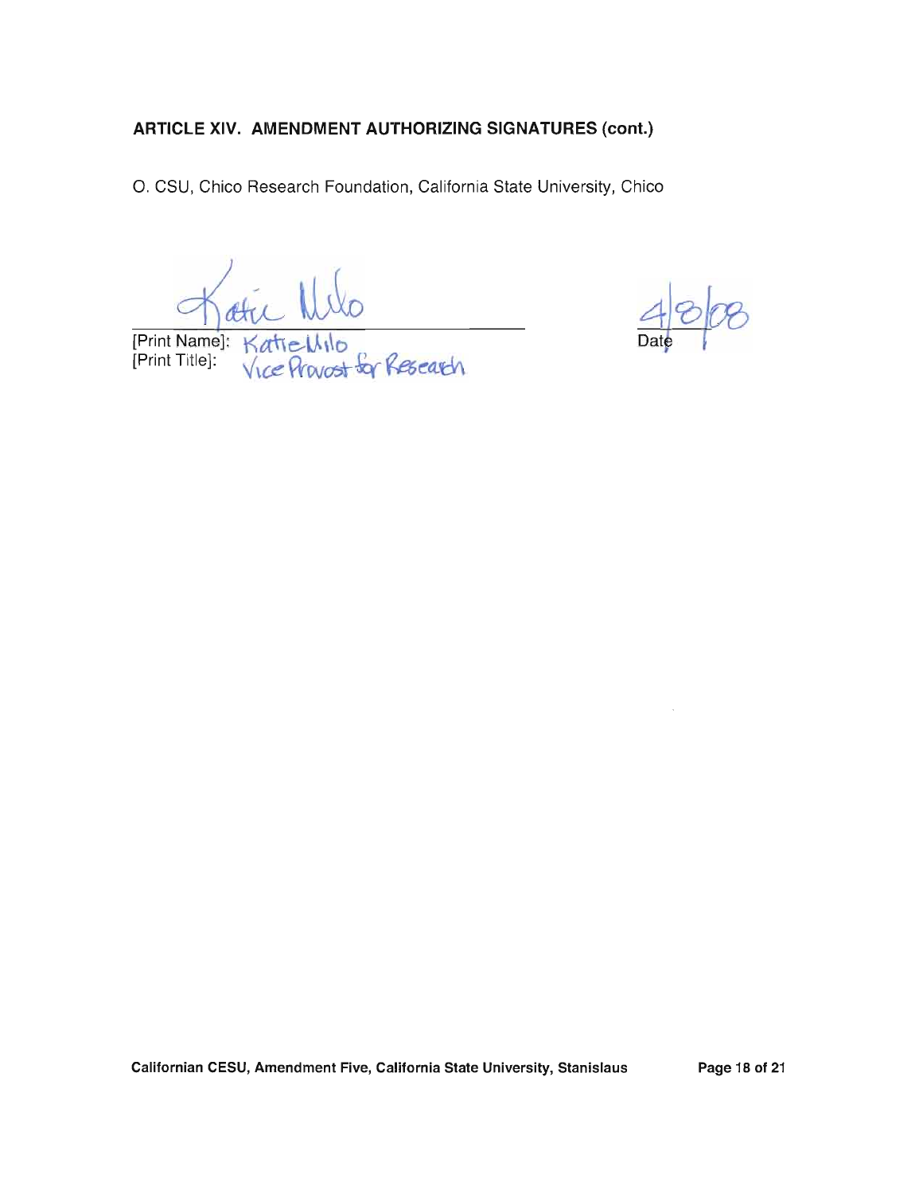**ARTICLE XIV. AMENDMENT AUTHORIZING SIGNATURES (cont.)**

O. CSU, Chico Research Foundation, California State University, Chico

[Print Name]: Katie Milo
[Print Title]: Vice Provost for Research

4/8/08
Date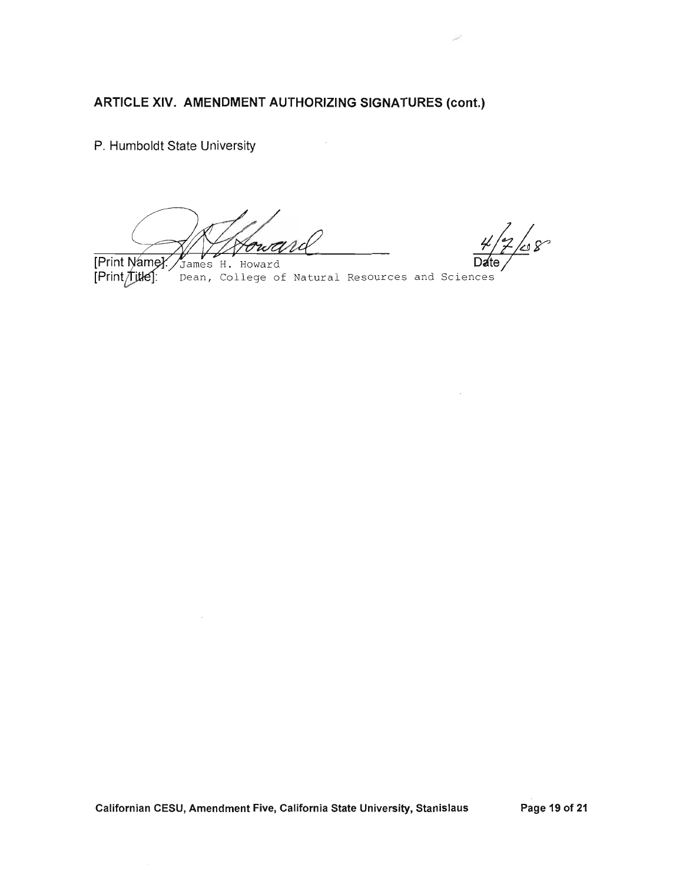## ARTICLE XIV. AMENDMENT AUTHORIZING SIGNATURES (cont.)

P. Humboldt State University

[Print Name]: James H. Howard
[Print Title]: Dean, College of Natural Resources and Sciences

Date: 4/7/08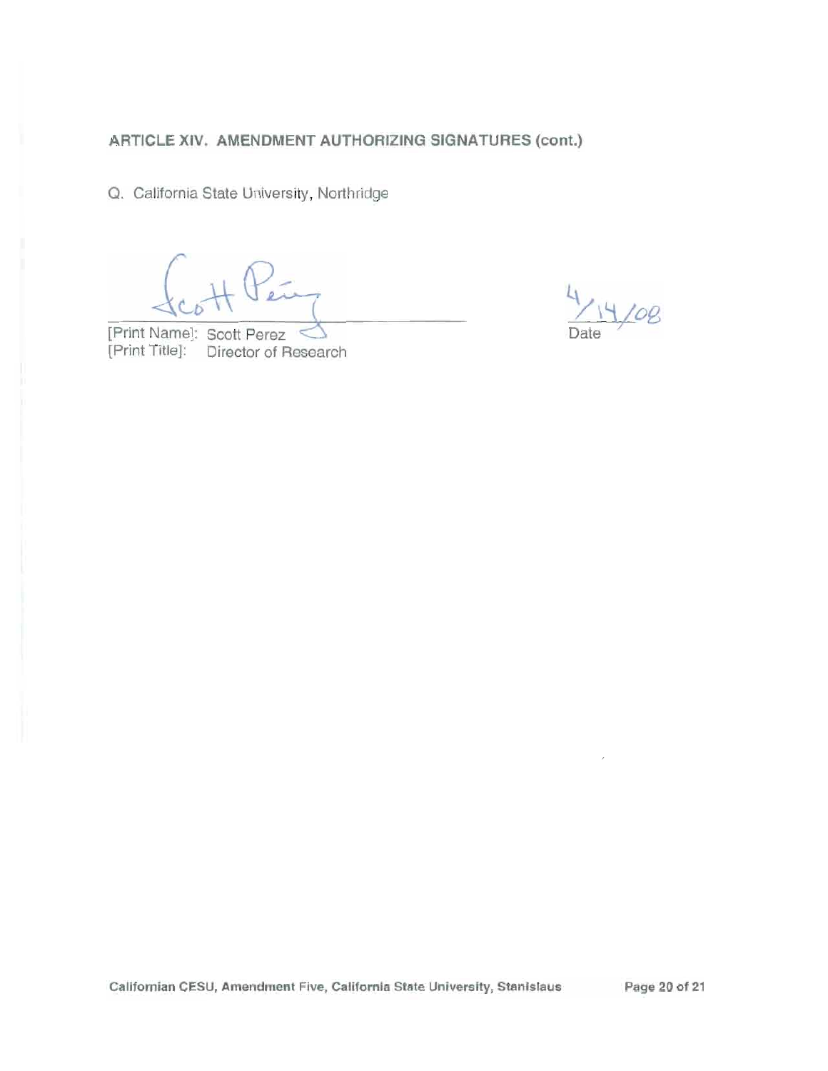**ARTICLE XIV. AMENDMENT AUTHORIZING SIGNATURES (cont.)**

Q. California State University, Northridge

[Print Name]: Scott Perez
[Print Title]: Director of Research

4/14/08
Date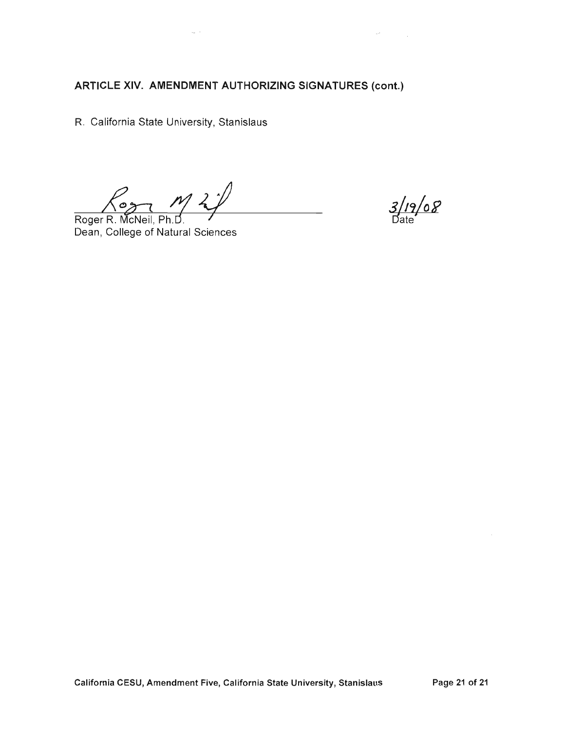## ARTICLE XIV. AMENDMENT AUTHORIZING SIGNATURES (cont.)

R. California State University, Stanislaus

Roger R. McNeil, Ph.D.
Dean, College of Natural Sciences

3/19/08
Date